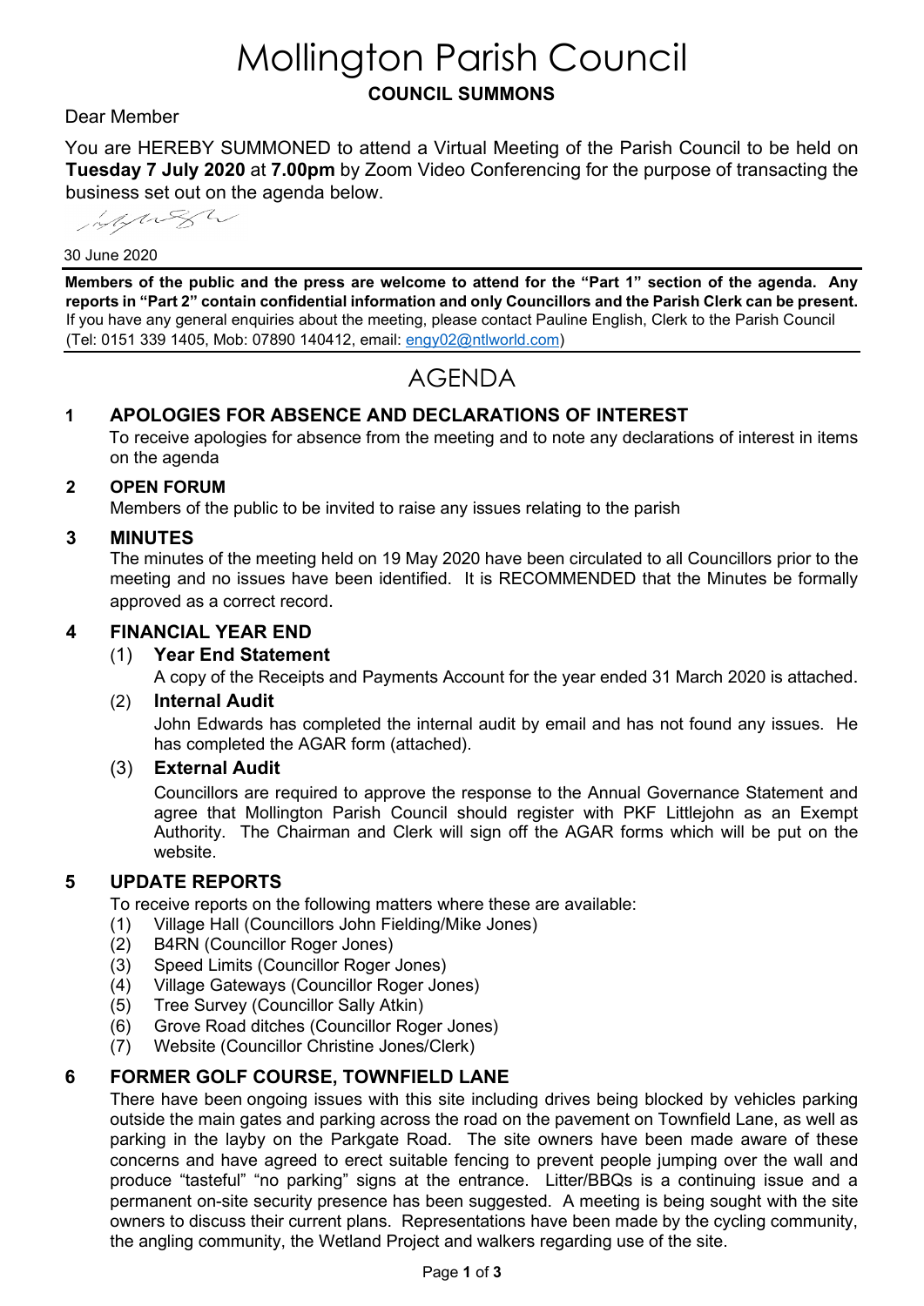# Mollington Parish Council

**COUNCIL SUMMONS**

Dear Member

You are HEREBY SUMMONED to attend a Virtual Meeting of the Parish Council to be held on **Tuesday 7 July 2020** at **7.00pm** by Zoom Video Conferencing for the purpose of transacting the business set out on the agenda below.

30 June 2020

**Members of the public and the press are welcome to attend for the "Part 1" section of the agenda. Any reports in "Part 2" contain confidential information and only Councillors and the Parish Clerk can be present.** If you have any general enquiries about the meeting, please contact Pauline English, Clerk to the Parish Council (Tel: 0151 339 1405, Mob: 07890 140412, email: engy02@ntlworld.com)

## AGENDA

### 1 APOLOGIES FOR ABSENCE AND DECLARATIONS OF INTEREST

To receive apologies for absence from the meeting and to note any declarations of interest in items on the agenda

### 2 OPEN FORUM

Members of the public to be invited to raise any issues relating to the parish

### 3 MINUTES

The minutes of the meeting held on 19 May 2020 have been circulated to all Councillors prior to the meeting and no issues have been identified. It is RECOMMENDED that the Minutes be formally approved as a correct record.

### 4 FINANCIAL YEAR END

(1) **Year End Statement**

A copy of the Receipts and Payments Account for the year ended 31 March 2020 is attached.

(2) **Internal Audit**

John Edwards has completed the internal audit by email and has not found any issues. He has completed the AGAR form (attached).

(3) **External Audit**

Councillors are required to approve the response to the Annual Governance Statement and agree that Mollington Parish Council should register with PKF Littlejohn as an Exempt Authority. The Chairman and Clerk will sign off the AGAR forms which will be put on the website.

### 5 UPDATE REPORTS

To receive reports on the following matters where these are available:

(1) Village Hall (Councillors John Fielding/Mike Jones)
(2) B4RN (Councillor Roger Jones)
(3) Speed Limits (Councillor Roger Jones)
(4) Village Gateways (Councillor Roger Jones)
(5) Tree Survey (Councillor Sally Atkin)
(6) Grove Road ditches (Councillor Roger Jones)
(7) Website (Councillor Christine Jones/Clerk)

### 6 FORMER GOLF COURSE, TOWNFIELD LANE

There have been ongoing issues with this site including drives being blocked by vehicles parking outside the main gates and parking across the road on the pavement on Townfield Lane, as well as parking in the layby on the Parkgate Road. The site owners have been made aware of these concerns and have agreed to erect suitable fencing to prevent people jumping over the wall and produce "tasteful" "no parking" signs at the entrance. Litter/BBQs is a continuing issue and a permanent on-site security presence has been suggested. A meeting is being sought with the site owners to discuss their current plans. Representations have been made by the cycling community, the angling community, the Wetland Project and walkers regarding use of the site.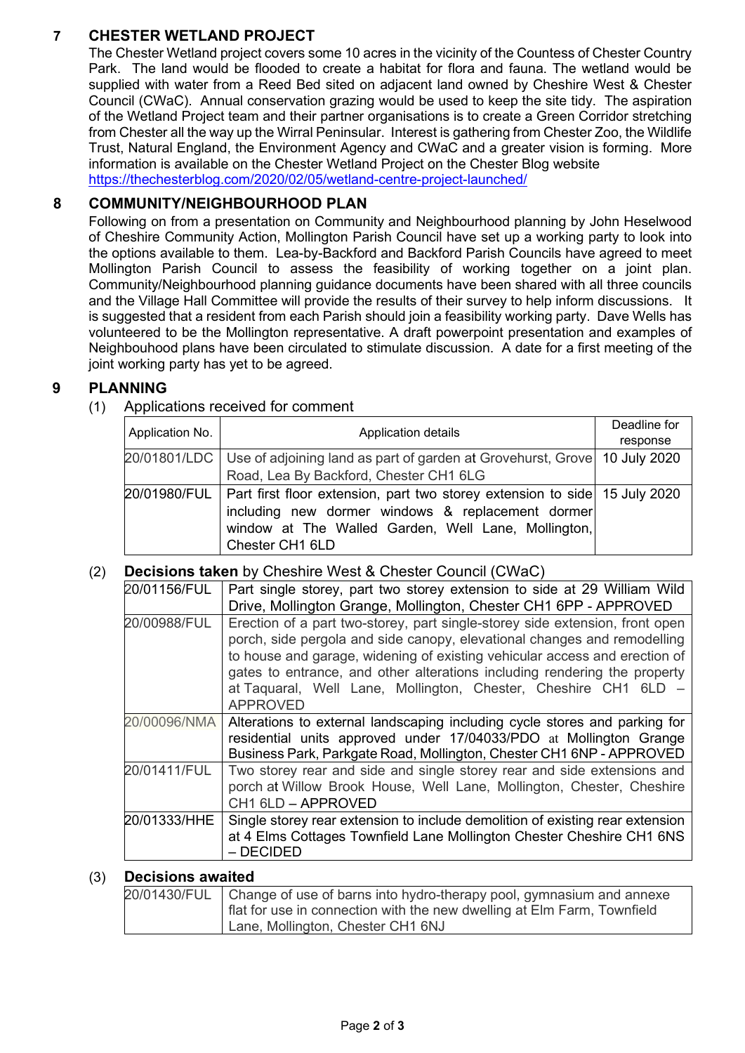## 7 CHESTER WETLAND PROJECT

The Chester Wetland project covers some 10 acres in the vicinity of the Countess of Chester Country Park. The land would be flooded to create a habitat for flora and fauna. The wetland would be supplied with water from a Reed Bed sited on adjacent land owned by Cheshire West & Chester Council (CWaC). Annual conservation grazing would be used to keep the site tidy. The aspiration of the Wetland Project team and their partner organisations is to create a Green Corridor stretching from Chester all the way up the Wirral Peninsular. Interest is gathering from Chester Zoo, the Wildlife Trust, Natural England, the Environment Agency and CWaC and a greater vision is forming. More information is available on the Chester Wetland Project on the Chester Blog website https://thechesterblog.com/2020/02/05/wetland-centre-project-launched/

## 8 COMMUNITY/NEIGHBOURHOOD PLAN

Following on from a presentation on Community and Neighbourhood planning by John Heselwood of Cheshire Community Action, Mollington Parish Council have set up a working party to look into the options available to them. Lea-by-Backford and Backford Parish Councils have agreed to meet Mollington Parish Council to assess the feasibility of working together on a joint plan. Community/Neighbourhood planning guidance documents have been shared with all three councils and the Village Hall Committee will provide the results of their survey to help inform discussions. It is suggested that a resident from each Parish should join a feasibility working party. Dave Wells has volunteered to be the Mollington representative. A draft powerpoint presentation and examples of Neighbouhood plans have been circulated to stimulate discussion. A date for a first meeting of the joint working party has yet to be agreed.

## 9 PLANNING

(1) Applications received for comment

| Application No. | Application details | Deadline for response |
|---|---|---|
| 20/01801/LDC | Use of adjoining land as part of garden at Grovehurst, Grove Road, Lea By Backford, Chester CH1 6LG | 10 July 2020 |
| 20/01980/FUL | Part first floor extension, part two storey extension to side including new dormer windows & replacement dormer window at The Walled Garden, Well Lane, Mollington, Chester CH1 6LD | 15 July 2020 |

(2) **Decisions taken** by Cheshire West & Chester Council (CWaC)

| | |
|---|---|
| 20/01156/FUL | Part single storey, part two storey extension to side at 29 William Wild Drive, Mollington Grange, Mollington, Chester CH1 6PP - APPROVED |
| 20/00988/FUL | Erection of a part two-storey, part single-storey side extension, front open porch, side pergola and side canopy, elevational changes and remodelling to house and garage, widening of existing vehicular access and erection of gates to entrance, and other alterations including rendering the property at Taquaral, Well Lane, Mollington, Chester, Cheshire CH1 6LD – APPROVED |
| 20/00096/NMA | Alterations to external landscaping including cycle stores and parking for residential units approved under 17/04033/PDO at Mollington Grange Business Park, Parkgate Road, Mollington, Chester CH1 6NP - APPROVED |
| 20/01411/FUL | Two storey rear and side and single storey rear and side extensions and porch at Willow Brook House, Well Lane, Mollington, Chester, Cheshire CH1 6LD – APPROVED |
| 20/01333/HHE | Single storey rear extension to include demolition of existing rear extension at 4 Elms Cottages Townfield Lane Mollington Chester Cheshire CH1 6NS – DECIDED |

(3) **Decisions awaited**

| | |
|---|---|
| 20/01430/FUL | Change of use of barns into hydro-therapy pool, gymnasium and annexe flat for use in connection with the new dwelling at Elm Farm, Townfield Lane, Mollington, Chester CH1 6NJ |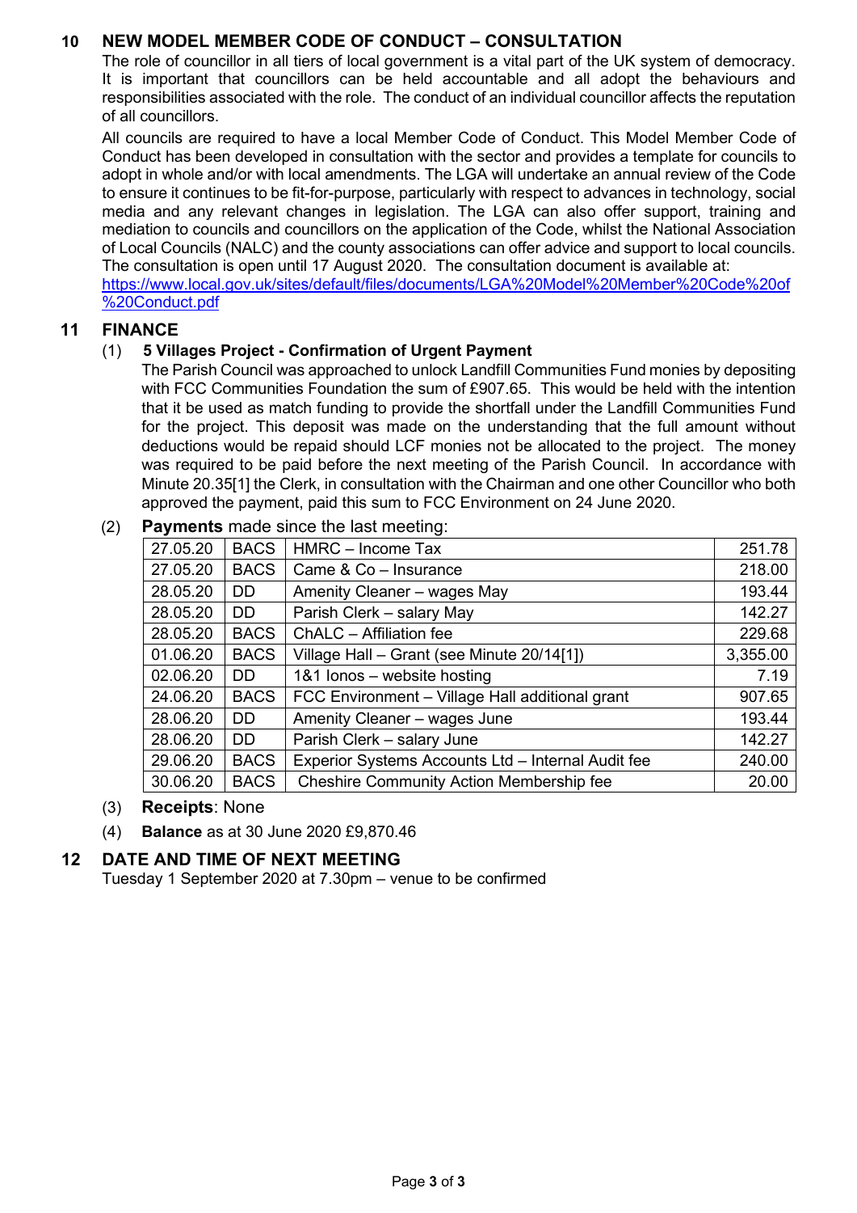## 10 NEW MODEL MEMBER CODE OF CONDUCT – CONSULTATION

The role of councillor in all tiers of local government is a vital part of the UK system of democracy. It is important that councillors can be held accountable and all adopt the behaviours and responsibilities associated with the role. The conduct of an individual councillor affects the reputation of all councillors.

All councils are required to have a local Member Code of Conduct. This Model Member Code of Conduct has been developed in consultation with the sector and provides a template for councils to adopt in whole and/or with local amendments. The LGA will undertake an annual review of the Code to ensure it continues to be fit-for-purpose, particularly with respect to advances in technology, social media and any relevant changes in legislation. The LGA can also offer support, training and mediation to councils and councillors on the application of the Code, whilst the National Association of Local Councils (NALC) and the county associations can offer advice and support to local councils. The consultation is open until 17 August 2020. The consultation document is available at: https://www.local.gov.uk/sites/default/files/documents/LGA%20Model%20Member%20Code%20of%20Conduct.pdf

## 11 FINANCE

(1) **5 Villages Project - Confirmation of Urgent Payment**

The Parish Council was approached to unlock Landfill Communities Fund monies by depositing with FCC Communities Foundation the sum of £907.65. This would be held with the intention that it be used as match funding to provide the shortfall under the Landfill Communities Fund for the project. This deposit was made on the understanding that the full amount without deductions would be repaid should LCF monies not be allocated to the project. The money was required to be paid before the next meeting of the Parish Council. In accordance with Minute 20.35[1] the Clerk, in consultation with the Chairman and one other Councillor who both approved the payment, paid this sum to FCC Environment on 24 June 2020.

(2) **Payments** made since the last meeting:

| | | | |
|---|---|---|---|
| 27.05.20 | BACS | HMRC – Income Tax | 251.78 |
| 27.05.20 | BACS | Came & Co – Insurance | 218.00 |
| 28.05.20 | DD | Amenity Cleaner – wages May | 193.44 |
| 28.05.20 | DD | Parish Clerk – salary May | 142.27 |
| 28.05.20 | BACS | ChALC – Affiliation fee | 229.68 |
| 01.06.20 | BACS | Village Hall – Grant (see Minute 20/14[1]) | 3,355.00 |
| 02.06.20 | DD | 1&1 Ionos – website hosting | 7.19 |
| 24.06.20 | BACS | FCC Environment – Village Hall additional grant | 907.65 |
| 28.06.20 | DD | Amenity Cleaner – wages June | 193.44 |
| 28.06.20 | DD | Parish Clerk – salary June | 142.27 |
| 29.06.20 | BACS | Experior Systems Accounts Ltd – Internal Audit fee | 240.00 |
| 30.06.20 | BACS | Cheshire Community Action Membership fee | 20.00 |

(3) **Receipts**: None

(4) **Balance** as at 30 June 2020 £9,870.46

## 12 DATE AND TIME OF NEXT MEETING

Tuesday 1 September 2020 at 7.30pm – venue to be confirmed